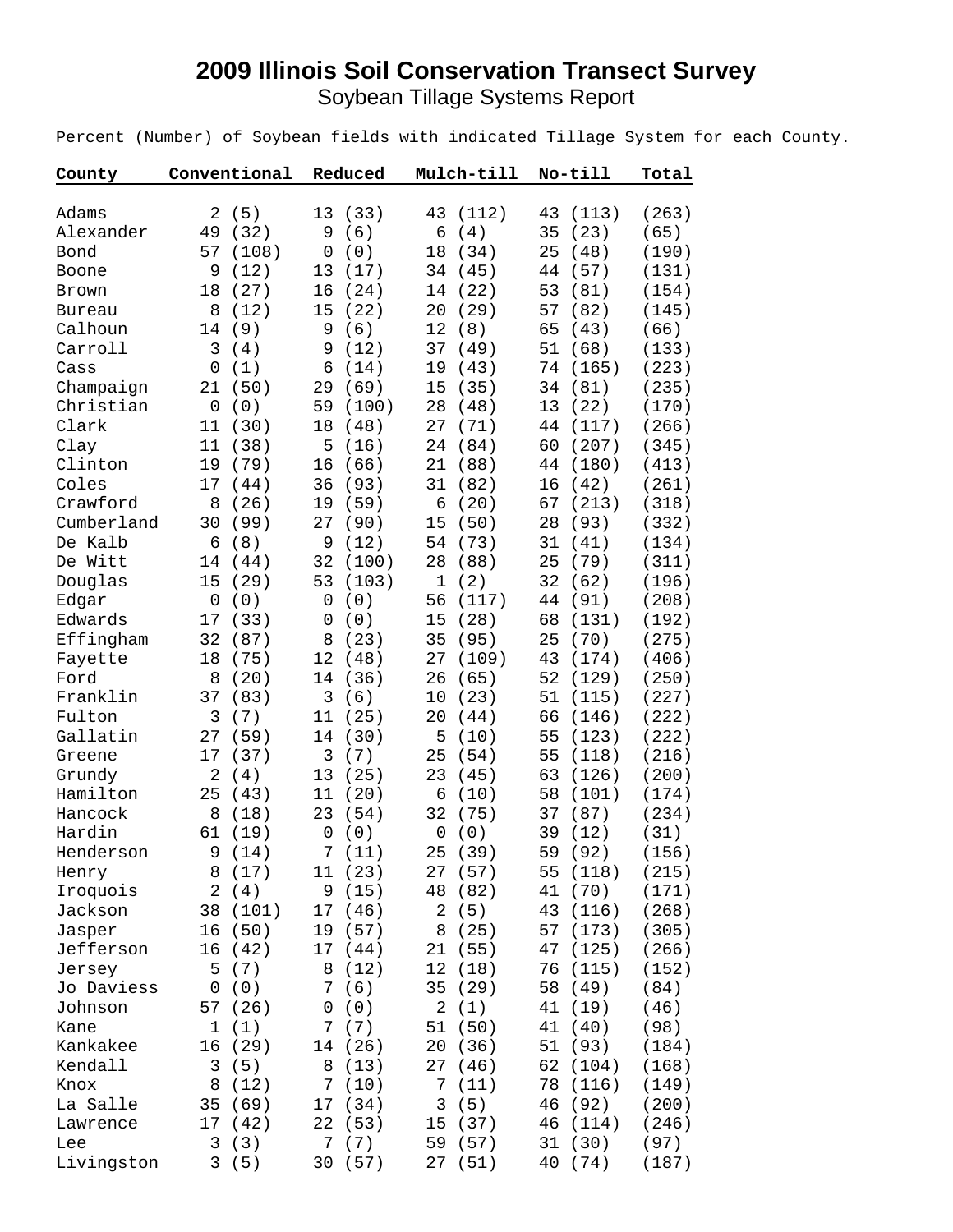# 2009 Illinois Soil Conservation Transect Survey

## Soybean Tillage Systems Report

Percent (Number) of Soybean fields with indicated Tillage System for each County.

| County | Conventional | Reduced | Mulch-till | No-till | Total |
|---|---|---|---|---|---|
| Adams | 2 (5) | 13 (33) | 43 (112) | 43 (113) | (263) |
| Alexander | 49 (32) | 9 (6) | 6 (4) | 35 (23) | (65) |
| Bond | 57 (108) | 0 (0) | 18 (34) | 25 (48) | (190) |
| Boone | 9 (12) | 13 (17) | 34 (45) | 44 (57) | (131) |
| Brown | 18 (27) | 16 (24) | 14 (22) | 53 (81) | (154) |
| Bureau | 8 (12) | 15 (22) | 20 (29) | 57 (82) | (145) |
| Calhoun | 14 (9) | 9 (6) | 12 (8) | 65 (43) | (66) |
| Carroll | 3 (4) | 9 (12) | 37 (49) | 51 (68) | (133) |
| Cass | 0 (1) | 6 (14) | 19 (43) | 74 (165) | (223) |
| Champaign | 21 (50) | 29 (69) | 15 (35) | 34 (81) | (235) |
| Christian | 0 (0) | 59 (100) | 28 (48) | 13 (22) | (170) |
| Clark | 11 (30) | 18 (48) | 27 (71) | 44 (117) | (266) |
| Clay | 11 (38) | 5 (16) | 24 (84) | 60 (207) | (345) |
| Clinton | 19 (79) | 16 (66) | 21 (88) | 44 (180) | (413) |
| Coles | 17 (44) | 36 (93) | 31 (82) | 16 (42) | (261) |
| Crawford | 8 (26) | 19 (59) | 6 (20) | 67 (213) | (318) |
| Cumberland | 30 (99) | 27 (90) | 15 (50) | 28 (93) | (332) |
| De Kalb | 6 (8) | 9 (12) | 54 (73) | 31 (41) | (134) |
| De Witt | 14 (44) | 32 (100) | 28 (88) | 25 (79) | (311) |
| Douglas | 15 (29) | 53 (103) | 1 (2) | 32 (62) | (196) |
| Edgar | 0 (0) | 0 (0) | 56 (117) | 44 (91) | (208) |
| Edwards | 17 (33) | 0 (0) | 15 (28) | 68 (131) | (192) |
| Effingham | 32 (87) | 8 (23) | 35 (95) | 25 (70) | (275) |
| Fayette | 18 (75) | 12 (48) | 27 (109) | 43 (174) | (406) |
| Ford | 8 (20) | 14 (36) | 26 (65) | 52 (129) | (250) |
| Franklin | 37 (83) | 3 (6) | 10 (23) | 51 (115) | (227) |
| Fulton | 3 (7) | 11 (25) | 20 (44) | 66 (146) | (222) |
| Gallatin | 27 (59) | 14 (30) | 5 (10) | 55 (123) | (222) |
| Greene | 17 (37) | 3 (7) | 25 (54) | 55 (118) | (216) |
| Grundy | 2 (4) | 13 (25) | 23 (45) | 63 (126) | (200) |
| Hamilton | 25 (43) | 11 (20) | 6 (10) | 58 (101) | (174) |
| Hancock | 8 (18) | 23 (54) | 32 (75) | 37 (87) | (234) |
| Hardin | 61 (19) | 0 (0) | 0 (0) | 39 (12) | (31) |
| Henderson | 9 (14) | 7 (11) | 25 (39) | 59 (92) | (156) |
| Henry | 8 (17) | 11 (23) | 27 (57) | 55 (118) | (215) |
| Iroquois | 2 (4) | 9 (15) | 48 (82) | 41 (70) | (171) |
| Jackson | 38 (101) | 17 (46) | 2 (5) | 43 (116) | (268) |
| Jasper | 16 (50) | 19 (57) | 8 (25) | 57 (173) | (305) |
| Jefferson | 16 (42) | 17 (44) | 21 (55) | 47 (125) | (266) |
| Jersey | 5 (7) | 8 (12) | 12 (18) | 76 (115) | (152) |
| Jo Daviess | 0 (0) | 7 (6) | 35 (29) | 58 (49) | (84) |
| Johnson | 57 (26) | 0 (0) | 2 (1) | 41 (19) | (46) |
| Kane | 1 (1) | 7 (7) | 51 (50) | 41 (40) | (98) |
| Kankakee | 16 (29) | 14 (26) | 20 (36) | 51 (93) | (184) |
| Kendall | 3 (5) | 8 (13) | 27 (46) | 62 (104) | (168) |
| Knox | 8 (12) | 7 (10) | 7 (11) | 78 (116) | (149) |
| La Salle | 35 (69) | 17 (34) | 3 (5) | 46 (92) | (200) |
| Lawrence | 17 (42) | 22 (53) | 15 (37) | 46 (114) | (246) |
| Lee | 3 (3) | 7 (7) | 59 (57) | 31 (30) | (97) |
| Livingston | 3 (5) | 30 (57) | 27 (51) | 40 (74) | (187) |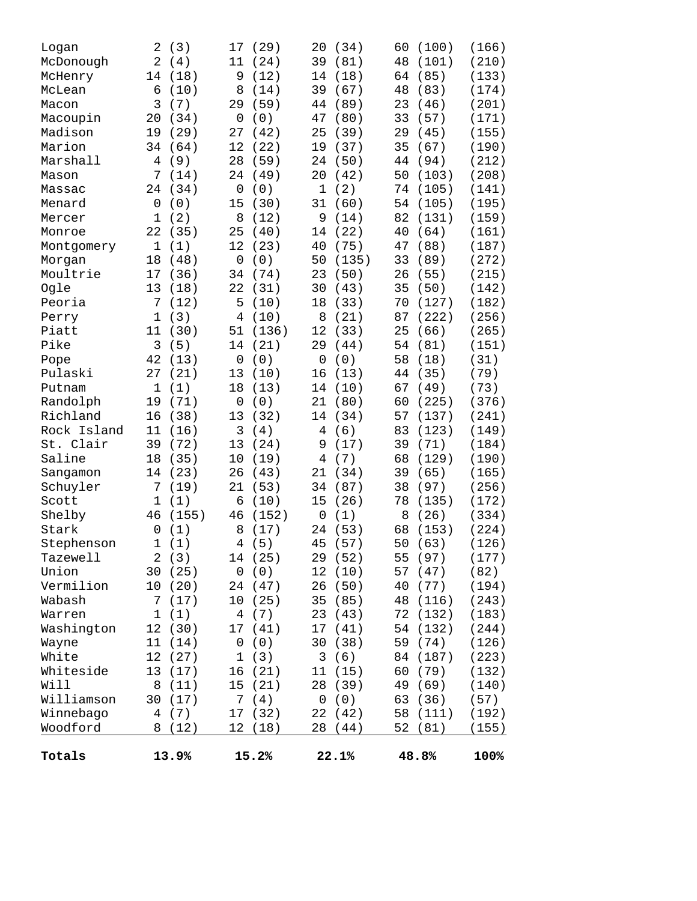| | | | | | |
|---|---|---|---|---|---|
| Logan | 2 (3) | 17 (29) | 20 (34) | 60 (100) | (166) |
| McDonough | 2 (4) | 11 (24) | 39 (81) | 48 (101) | (210) |
| McHenry | 14 (18) | 9 (12) | 14 (18) | 64 (85) | (133) |
| McLean | 6 (10) | 8 (14) | 39 (67) | 48 (83) | (174) |
| Macon | 3 (7) | 29 (59) | 44 (89) | 23 (46) | (201) |
| Macoupin | 20 (34) | 0 (0) | 47 (80) | 33 (57) | (171) |
| Madison | 19 (29) | 27 (42) | 25 (39) | 29 (45) | (155) |
| Marion | 34 (64) | 12 (22) | 19 (37) | 35 (67) | (190) |
| Marshall | 4 (9) | 28 (59) | 24 (50) | 44 (94) | (212) |
| Mason | 7 (14) | 24 (49) | 20 (42) | 50 (103) | (208) |
| Massac | 24 (34) | 0 (0) | 1 (2) | 74 (105) | (141) |
| Menard | 0 (0) | 15 (30) | 31 (60) | 54 (105) | (195) |
| Mercer | 1 (2) | 8 (12) | 9 (14) | 82 (131) | (159) |
| Monroe | 22 (35) | 25 (40) | 14 (22) | 40 (64) | (161) |
| Montgomery | 1 (1) | 12 (23) | 40 (75) | 47 (88) | (187) |
| Morgan | 18 (48) | 0 (0) | 50 (135) | 33 (89) | (272) |
| Moultrie | 17 (36) | 34 (74) | 23 (50) | 26 (55) | (215) |
| Ogle | 13 (18) | 22 (31) | 30 (43) | 35 (50) | (142) |
| Peoria | 7 (12) | 5 (10) | 18 (33) | 70 (127) | (182) |
| Perry | 1 (3) | 4 (10) | 8 (21) | 87 (222) | (256) |
| Piatt | 11 (30) | 51 (136) | 12 (33) | 25 (66) | (265) |
| Pike | 3 (5) | 14 (21) | 29 (44) | 54 (81) | (151) |
| Pope | 42 (13) | 0 (0) | 0 (0) | 58 (18) | (31) |
| Pulaski | 27 (21) | 13 (10) | 16 (13) | 44 (35) | (79) |
| Putnam | 1 (1) | 18 (13) | 14 (10) | 67 (49) | (73) |
| Randolph | 19 (71) | 0 (0) | 21 (80) | 60 (225) | (376) |
| Richland | 16 (38) | 13 (32) | 14 (34) | 57 (137) | (241) |
| Rock Island | 11 (16) | 3 (4) | 4 (6) | 83 (123) | (149) |
| St. Clair | 39 (72) | 13 (24) | 9 (17) | 39 (71) | (184) |
| Saline | 18 (35) | 10 (19) | 4 (7) | 68 (129) | (190) |
| Sangamon | 14 (23) | 26 (43) | 21 (34) | 39 (65) | (165) |
| Schuyler | 7 (19) | 21 (53) | 34 (87) | 38 (97) | (256) |
| Scott | 1 (1) | 6 (10) | 15 (26) | 78 (135) | (172) |
| Shelby | 46 (155) | 46 (152) | 0 (1) | 8 (26) | (334) |
| Stark | 0 (1) | 8 (17) | 24 (53) | 68 (153) | (224) |
| Stephenson | 1 (1) | 4 (5) | 45 (57) | 50 (63) | (126) |
| Tazewell | 2 (3) | 14 (25) | 29 (52) | 55 (97) | (177) |
| Union | 30 (25) | 0 (0) | 12 (10) | 57 (47) | (82) |
| Vermilion | 10 (20) | 24 (47) | 26 (50) | 40 (77) | (194) |
| Wabash | 7 (17) | 10 (25) | 35 (85) | 48 (116) | (243) |
| Warren | 1 (1) | 4 (7) | 23 (43) | 72 (132) | (183) |
| Washington | 12 (30) | 17 (41) | 17 (41) | 54 (132) | (244) |
| Wayne | 11 (14) | 0 (0) | 30 (38) | 59 (74) | (126) |
| White | 12 (27) | 1 (3) | 3 (6) | 84 (187) | (223) |
| Whiteside | 13 (17) | 16 (21) | 11 (15) | 60 (79) | (132) |
| Will | 8 (11) | 15 (21) | 28 (39) | 49 (69) | (140) |
| Williamson | 30 (17) | 7 (4) | 0 (0) | 63 (36) | (57) |
| Winnebago | 4 (7) | 17 (32) | 22 (42) | 58 (111) | (192) |
| Woodford | 8 (12) | 12 (18) | 28 (44) | 52 (81) | (155) |
| **Totals** | **13.9%** | **15.2%** | **22.1%** | **48.8%** | **100%** |